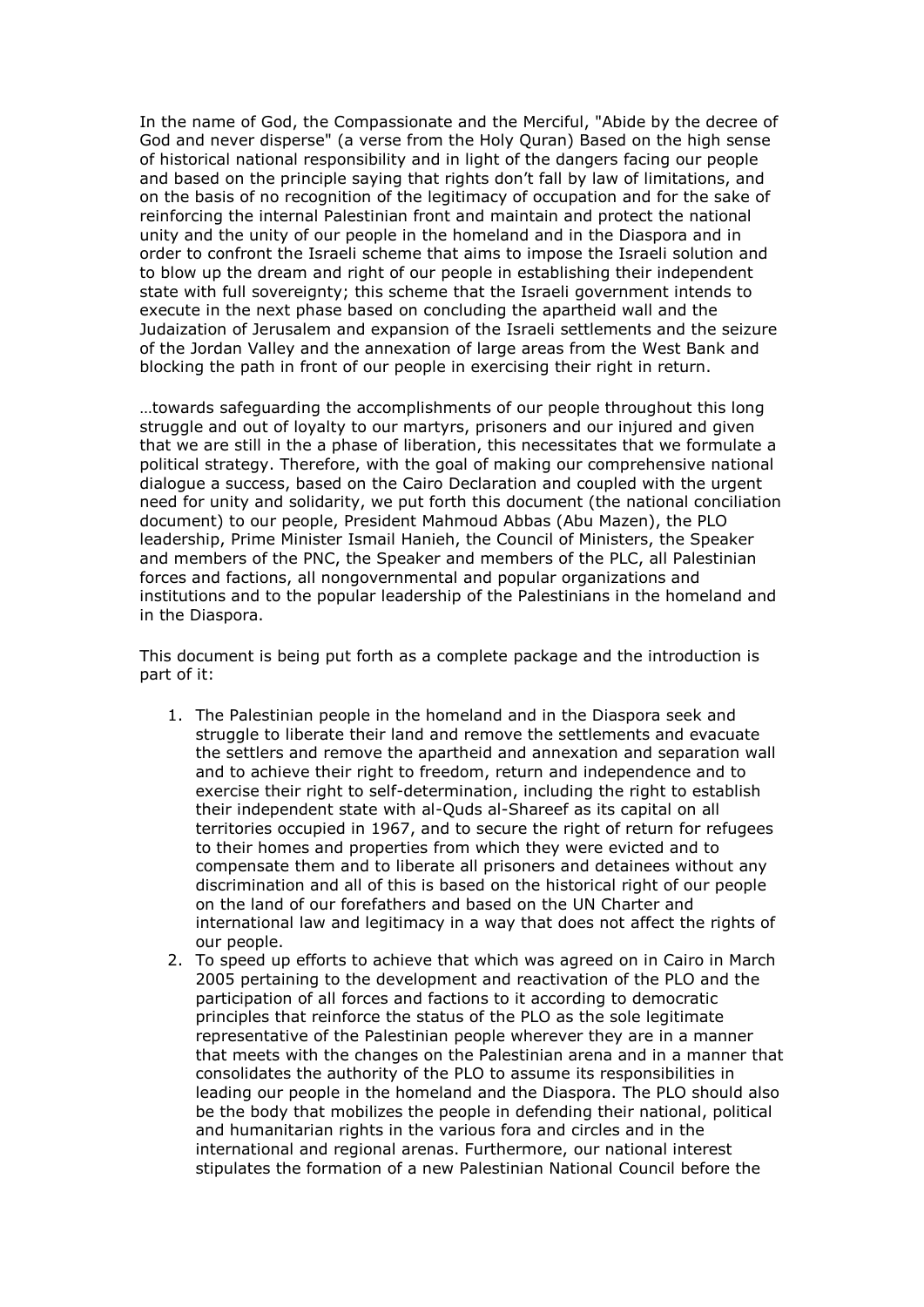In the name of God, the Compassionate and the Merciful, "Abide by the decree of God and never disperse" (a verse from the Holy Quran) Based on the high sense of historical national responsibility and in light of the dangers facing our people and based on the principle saying that rights don't fall by law of limitations, and on the basis of no recognition of the legitimacy of occupation and for the sake of reinforcing the internal Palestinian front and maintain and protect the national unity and the unity of our people in the homeland and in the Diaspora and in order to confront the Israeli scheme that aims to impose the Israeli solution and to blow up the dream and right of our people in establishing their independent state with full sovereignty; this scheme that the Israeli government intends to execute in the next phase based on concluding the apartheid wall and the Judaization of Jerusalem and expansion of the Israeli settlements and the seizure of the Jordan Valley and the annexation of large areas from the West Bank and blocking the path in front of our people in exercising their right in return.

…towards safeguarding the accomplishments of our people throughout this long struggle and out of loyalty to our martyrs, prisoners and our injured and given that we are still in the a phase of liberation, this necessitates that we formulate a political strategy. Therefore, with the goal of making our comprehensive national dialogue a success, based on the Cairo Declaration and coupled with the urgent need for unity and solidarity, we put forth this document (the national conciliation document) to our people, President Mahmoud Abbas (Abu Mazen), the PLO leadership, Prime Minister Ismail Hanieh, the Council of Ministers, the Speaker and members of the PNC, the Speaker and members of the PLC, all Palestinian forces and factions, all nongovernmental and popular organizations and institutions and to the popular leadership of the Palestinians in the homeland and in the Diaspora.

This document is being put forth as a complete package and the introduction is part of it:

1. The Palestinian people in the homeland and in the Diaspora seek and struggle to liberate their land and remove the settlements and evacuate the settlers and remove the apartheid and annexation and separation wall and to achieve their right to freedom, return and independence and to exercise their right to self-determination, including the right to establish their independent state with al-Quds al-Shareef as its capital on all territories occupied in 1967, and to secure the right of return for refugees to their homes and properties from which they were evicted and to compensate them and to liberate all prisoners and detainees without any discrimination and all of this is based on the historical right of our people on the land of our forefathers and based on the UN Charter and international law and legitimacy in a way that does not affect the rights of our people.
2. To speed up efforts to achieve that which was agreed on in Cairo in March 2005 pertaining to the development and reactivation of the PLO and the participation of all forces and factions to it according to democratic principles that reinforce the status of the PLO as the sole legitimate representative of the Palestinian people wherever they are in a manner that meets with the changes on the Palestinian arena and in a manner that consolidates the authority of the PLO to assume its responsibilities in leading our people in the homeland and the Diaspora. The PLO should also be the body that mobilizes the people in defending their national, political and humanitarian rights in the various fora and circles and in the international and regional arenas. Furthermore, our national interest stipulates the formation of a new Palestinian National Council before the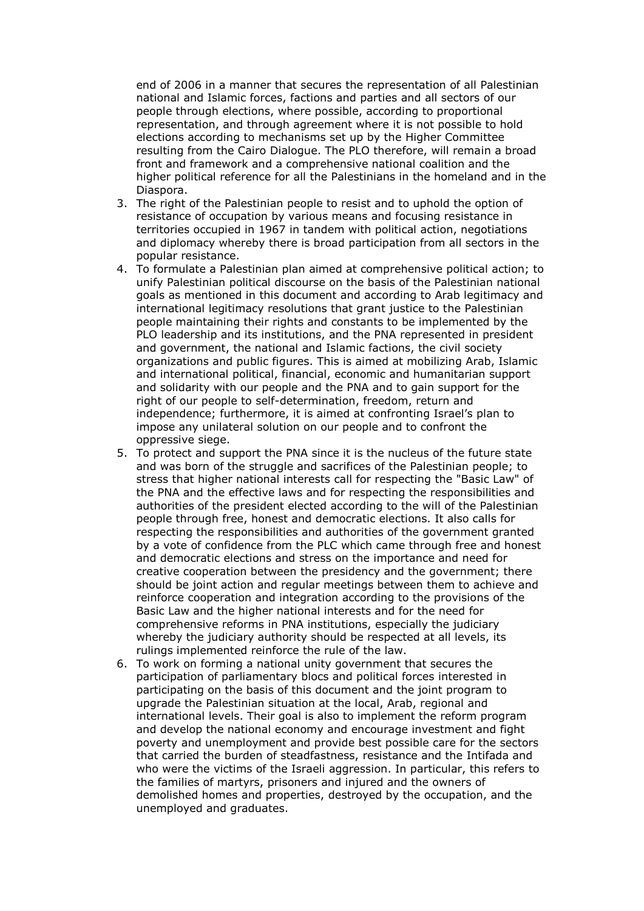end of 2006 in a manner that secures the representation of all Palestinian national and Islamic forces, factions and parties and all sectors of our people through elections, where possible, according to proportional representation, and through agreement where it is not possible to hold elections according to mechanisms set up by the Higher Committee resulting from the Cairo Dialogue. The PLO therefore, will remain a broad front and framework and a comprehensive national coalition and the higher political reference for all the Palestinians in the homeland and in the Diaspora.

3. The right of the Palestinian people to resist and to uphold the option of resistance of occupation by various means and focusing resistance in territories occupied in 1967 in tandem with political action, negotiations and diplomacy whereby there is broad participation from all sectors in the popular resistance.
4. To formulate a Palestinian plan aimed at comprehensive political action; to unify Palestinian political discourse on the basis of the Palestinian national goals as mentioned in this document and according to Arab legitimacy and international legitimacy resolutions that grant justice to the Palestinian people maintaining their rights and constants to be implemented by the PLO leadership and its institutions, and the PNA represented in president and government, the national and Islamic factions, the civil society organizations and public figures. This is aimed at mobilizing Arab, Islamic and international political, financial, economic and humanitarian support and solidarity with our people and the PNA and to gain support for the right of our people to self-determination, freedom, return and independence; furthermore, it is aimed at confronting Israel's plan to impose any unilateral solution on our people and to confront the oppressive siege.
5. To protect and support the PNA since it is the nucleus of the future state and was born of the struggle and sacrifices of the Palestinian people; to stress that higher national interests call for respecting the "Basic Law" of the PNA and the effective laws and for respecting the responsibilities and authorities of the president elected according to the will of the Palestinian people through free, honest and democratic elections. It also calls for respecting the responsibilities and authorities of the government granted by a vote of confidence from the PLC which came through free and honest and democratic elections and stress on the importance and need for creative cooperation between the presidency and the government; there should be joint action and regular meetings between them to achieve and reinforce cooperation and integration according to the provisions of the Basic Law and the higher national interests and for the need for comprehensive reforms in PNA institutions, especially the judiciary whereby the judiciary authority should be respected at all levels, its rulings implemented reinforce the rule of the law.
6. To work on forming a national unity government that secures the participation of parliamentary blocs and political forces interested in participating on the basis of this document and the joint program to upgrade the Palestinian situation at the local, Arab, regional and international levels. Their goal is also to implement the reform program and develop the national economy and encourage investment and fight poverty and unemployment and provide best possible care for the sectors that carried the burden of steadfastness, resistance and the Intifada and who were the victims of the Israeli aggression. In particular, this refers to the families of martyrs, prisoners and injured and the owners of demolished homes and properties, destroyed by the occupation, and the unemployed and graduates.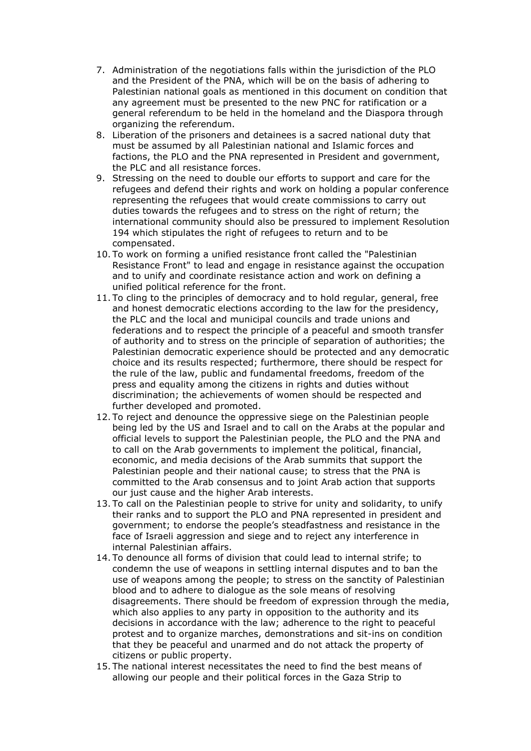7. Administration of the negotiations falls within the jurisdiction of the PLO and the President of the PNA, which will be on the basis of adhering to Palestinian national goals as mentioned in this document on condition that any agreement must be presented to the new PNC for ratification or a general referendum to be held in the homeland and the Diaspora through organizing the referendum.
8. Liberation of the prisoners and detainees is a sacred national duty that must be assumed by all Palestinian national and Islamic forces and factions, the PLO and the PNA represented in President and government, the PLC and all resistance forces.
9. Stressing on the need to double our efforts to support and care for the refugees and defend their rights and work on holding a popular conference representing the refugees that would create commissions to carry out duties towards the refugees and to stress on the right of return; the international community should also be pressured to implement Resolution 194 which stipulates the right of refugees to return and to be compensated.
10. To work on forming a unified resistance front called the "Palestinian Resistance Front" to lead and engage in resistance against the occupation and to unify and coordinate resistance action and work on defining a unified political reference for the front.
11. To cling to the principles of democracy and to hold regular, general, free and honest democratic elections according to the law for the presidency, the PLC and the local and municipal councils and trade unions and federations and to respect the principle of a peaceful and smooth transfer of authority and to stress on the principle of separation of authorities; the Palestinian democratic experience should be protected and any democratic choice and its results respected; furthermore, there should be respect for the rule of the law, public and fundamental freedoms, freedom of the press and equality among the citizens in rights and duties without discrimination; the achievements of women should be respected and further developed and promoted.
12. To reject and denounce the oppressive siege on the Palestinian people being led by the US and Israel and to call on the Arabs at the popular and official levels to support the Palestinian people, the PLO and the PNA and to call on the Arab governments to implement the political, financial, economic, and media decisions of the Arab summits that support the Palestinian people and their national cause; to stress that the PNA is committed to the Arab consensus and to joint Arab action that supports our just cause and the higher Arab interests.
13. To call on the Palestinian people to strive for unity and solidarity, to unify their ranks and to support the PLO and PNA represented in president and government; to endorse the people's steadfastness and resistance in the face of Israeli aggression and siege and to reject any interference in internal Palestinian affairs.
14. To denounce all forms of division that could lead to internal strife; to condemn the use of weapons in settling internal disputes and to ban the use of weapons among the people; to stress on the sanctity of Palestinian blood and to adhere to dialogue as the sole means of resolving disagreements. There should be freedom of expression through the media, which also applies to any party in opposition to the authority and its decisions in accordance with the law; adherence to the right to peaceful protest and to organize marches, demonstrations and sit-ins on condition that they be peaceful and unarmed and do not attack the property of citizens or public property.
15. The national interest necessitates the need to find the best means of allowing our people and their political forces in the Gaza Strip to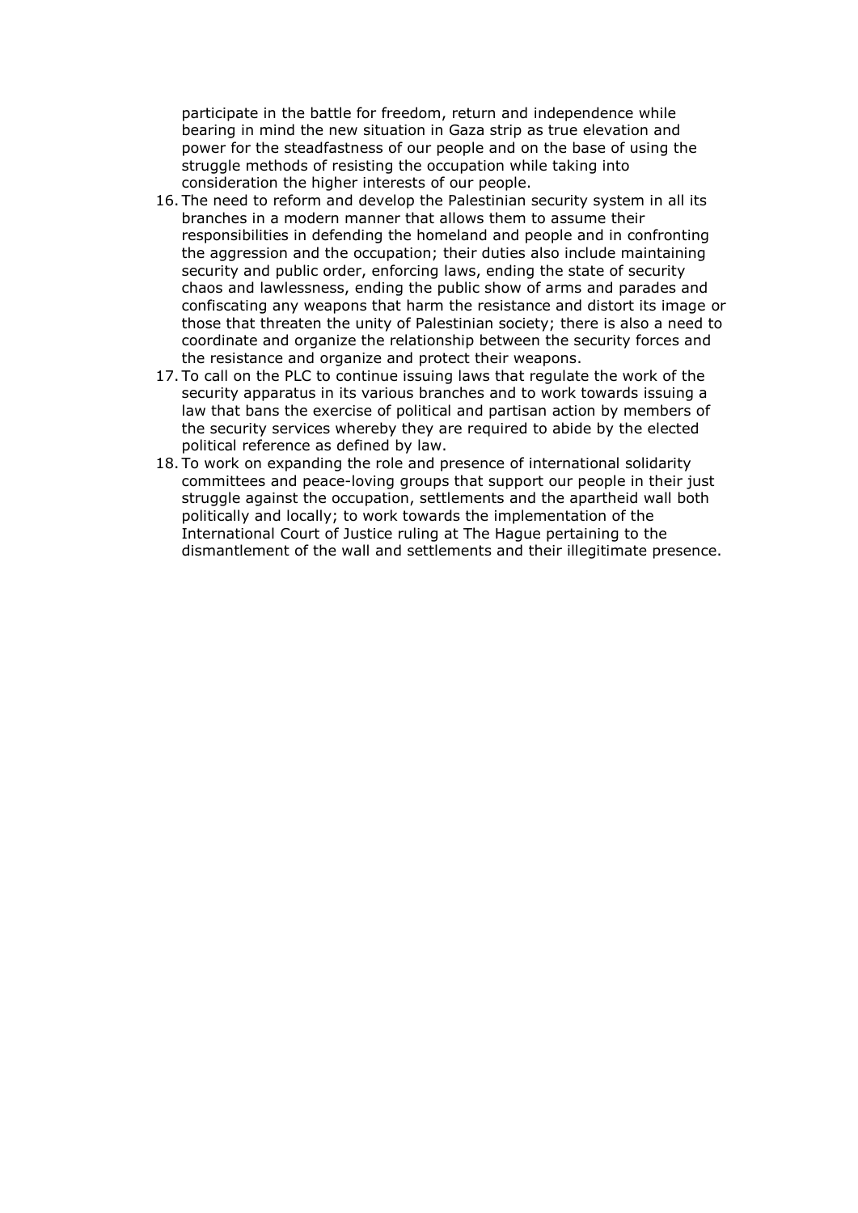participate in the battle for freedom, return and independence while bearing in mind the new situation in Gaza strip as true elevation and power for the steadfastness of our people and on the base of using the struggle methods of resisting the occupation while taking into consideration the higher interests of our people.

16. The need to reform and develop the Palestinian security system in all its branches in a modern manner that allows them to assume their responsibilities in defending the homeland and people and in confronting the aggression and the occupation; their duties also include maintaining security and public order, enforcing laws, ending the state of security chaos and lawlessness, ending the public show of arms and parades and confiscating any weapons that harm the resistance and distort its image or those that threaten the unity of Palestinian society; there is also a need to coordinate and organize the relationship between the security forces and the resistance and organize and protect their weapons.
17. To call on the PLC to continue issuing laws that regulate the work of the security apparatus in its various branches and to work towards issuing a law that bans the exercise of political and partisan action by members of the security services whereby they are required to abide by the elected political reference as defined by law.
18. To work on expanding the role and presence of international solidarity committees and peace-loving groups that support our people in their just struggle against the occupation, settlements and the apartheid wall both politically and locally; to work towards the implementation of the International Court of Justice ruling at The Hague pertaining to the dismantlement of the wall and settlements and their illegitimate presence.